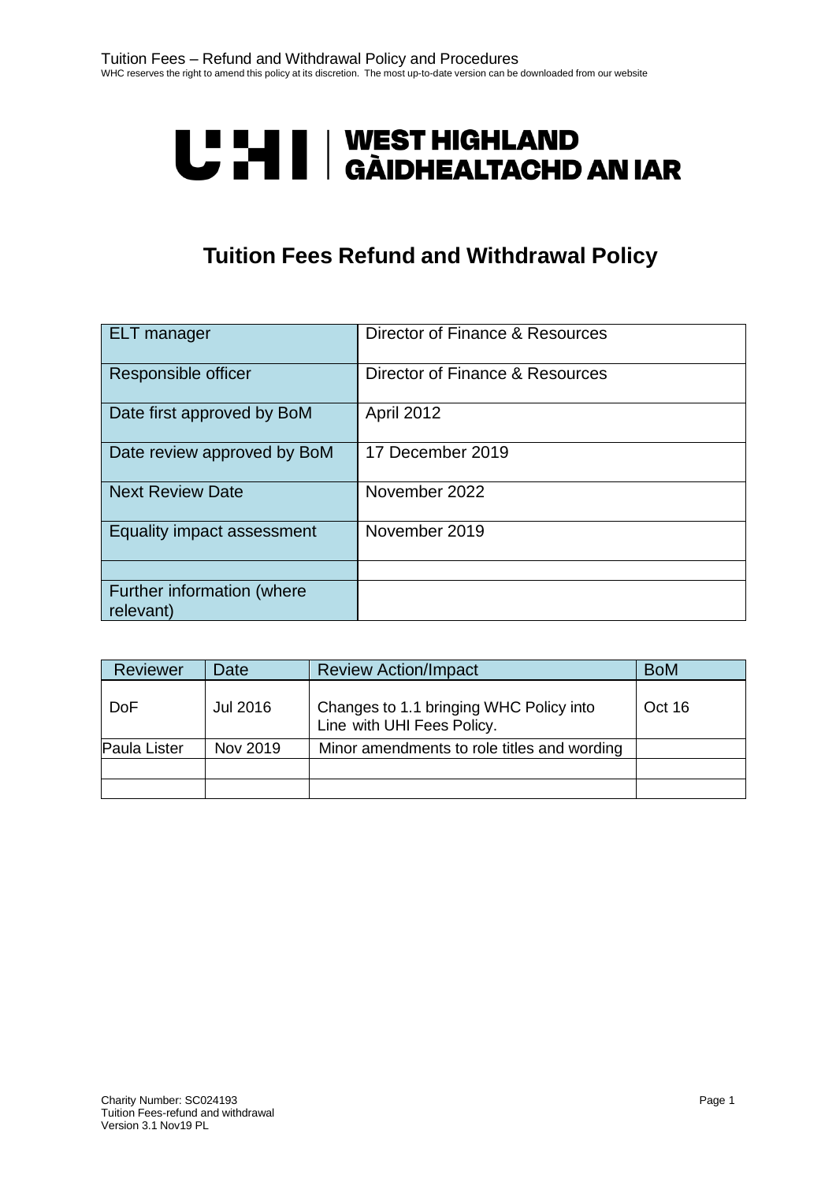UHI | WEST HIGHLAND
GÀIDHEALTACHD AN IAR

# Tuition Fees Refund and Withdrawal Policy

| ELT manager | Director of Finance & Resources |
|---|---|
| Responsible officer | Director of Finance & Resources |
| Date first approved by BoM | April 2012 |
| Date review approved by BoM | 17 December 2019 |
| Next Review Date | November 2022 |
| Equality impact assessment | November 2019 |
| | |
| Further information (where relevant) | |

| Reviewer | Date | Review Action/Impact | BoM |
|---|---|---|---|
| DoF | Jul 2016 | Changes to 1.1 bringing WHC Policy into Line with UHI Fees Policy. | Oct 16 |
| Paula Lister | Nov 2019 | Minor amendments to role titles and wording | |
| | | | |
| | | | |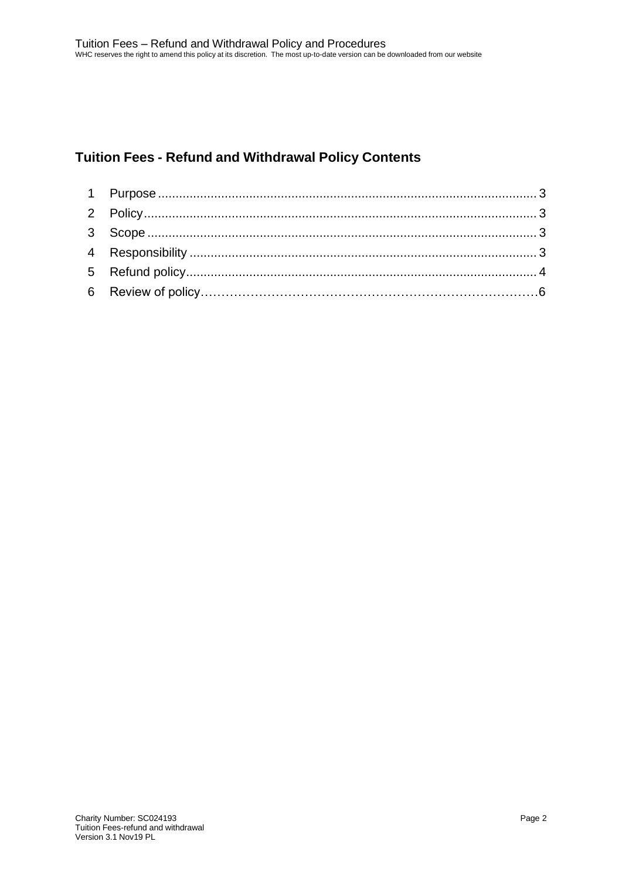## Tuition Fees - Refund and Withdrawal Policy Contents

1 Purpose ........................................................................................................ 3
2 Policy ........................................................................................................... 3
3 Scope ........................................................................................................... 3
4 Responsibility .............................................................................................. 3
5 Refund policy ............................................................................................... 4
6 Review of policy ............................................................................................ 6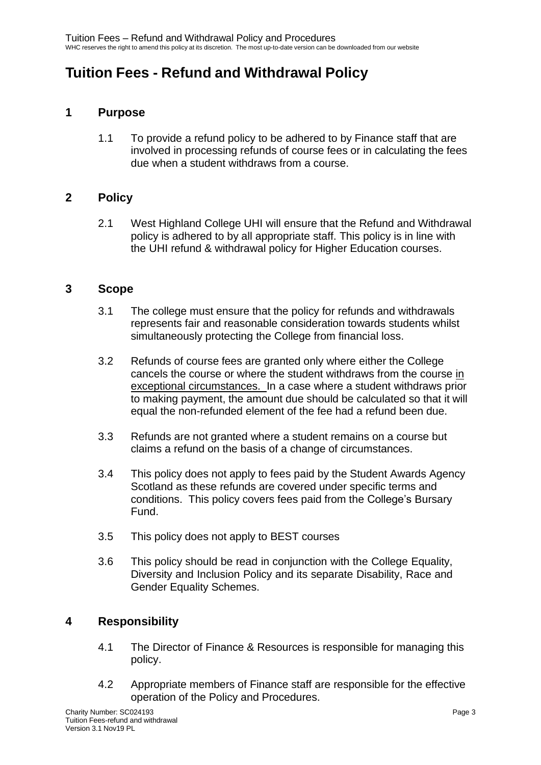# Tuition Fees - Refund and Withdrawal Policy

## 1 Purpose

1.1 To provide a refund policy to be adhered to by Finance staff that are involved in processing refunds of course fees or in calculating the fees due when a student withdraws from a course.

## 2 Policy

2.1 West Highland College UHI will ensure that the Refund and Withdrawal policy is adhered to by all appropriate staff. This policy is in line with the UHI refund & withdrawal policy for Higher Education courses.

## 3 Scope

3.1 The college must ensure that the policy for refunds and withdrawals represents fair and reasonable consideration towards students whilst simultaneously protecting the College from financial loss.

3.2 Refunds of course fees are granted only where either the College cancels the course or where the student withdraws from the course <u>in exceptional circumstances.</u> In a case where a student withdraws prior to making payment, the amount due should be calculated so that it will equal the non-refunded element of the fee had a refund been due.

3.3 Refunds are not granted where a student remains on a course but claims a refund on the basis of a change of circumstances.

3.4 This policy does not apply to fees paid by the Student Awards Agency Scotland as these refunds are covered under specific terms and conditions. This policy covers fees paid from the College's Bursary Fund.

3.5 This policy does not apply to BEST courses

3.6 This policy should be read in conjunction with the College Equality, Diversity and Inclusion Policy and its separate Disability, Race and Gender Equality Schemes.

## 4 Responsibility

4.1 The Director of Finance & Resources is responsible for managing this policy.

4.2 Appropriate members of Finance staff are responsible for the effective operation of the Policy and Procedures.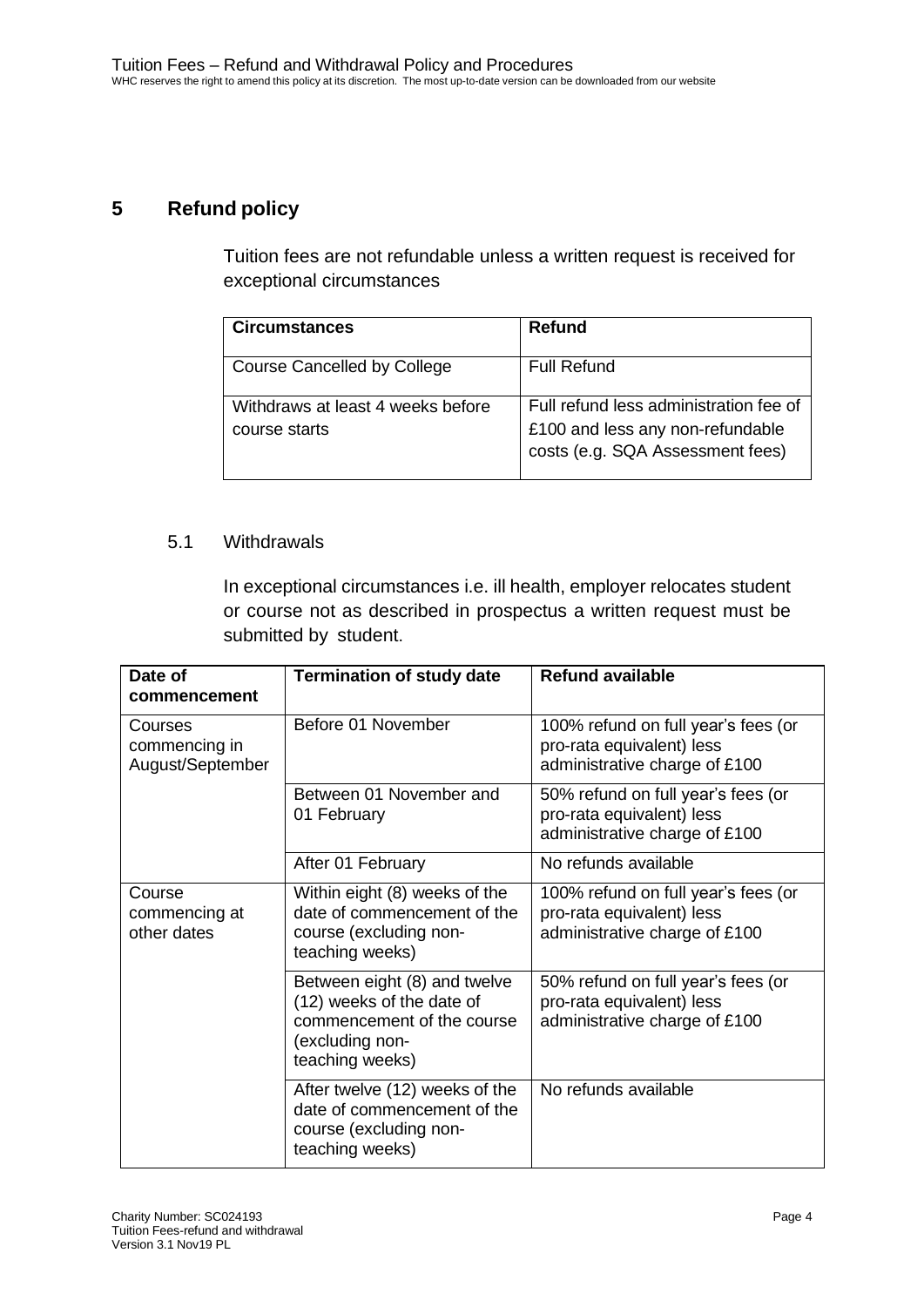## 5 Refund policy

Tuition fees are not refundable unless a written request is received for exceptional circumstances

| Circumstances | Refund |
|---|---|
| Course Cancelled by College | Full Refund |
| Withdraws at least 4 weeks before course starts | Full refund less administration fee of £100 and less any non-refundable costs (e.g. SQA Assessment fees) |

### 5.1 Withdrawals

In exceptional circumstances i.e. ill health, employer relocates student or course not as described in prospectus a written request must be submitted by student.

| Date of commencement | Termination of study date | Refund available |
|---|---|---|
| Courses commencing in August/September | Before 01 November | 100% refund on full year's fees (or pro-rata equivalent) less administrative charge of £100 |
| | Between 01 November and 01 February | 50% refund on full year's fees (or pro-rata equivalent) less administrative charge of £100 |
| | After 01 February | No refunds available |
| Course commencing at other dates | Within eight (8) weeks of the date of commencement of the course (excluding non-teaching weeks) | 100% refund on full year's fees (or pro-rata equivalent) less administrative charge of £100 |
| | Between eight (8) and twelve (12) weeks of the date of commencement of the course (excluding non-teaching weeks) | 50% refund on full year's fees (or pro-rata equivalent) less administrative charge of £100 |
| | After twelve (12) weeks of the date of commencement of the course (excluding non-teaching weeks) | No refunds available |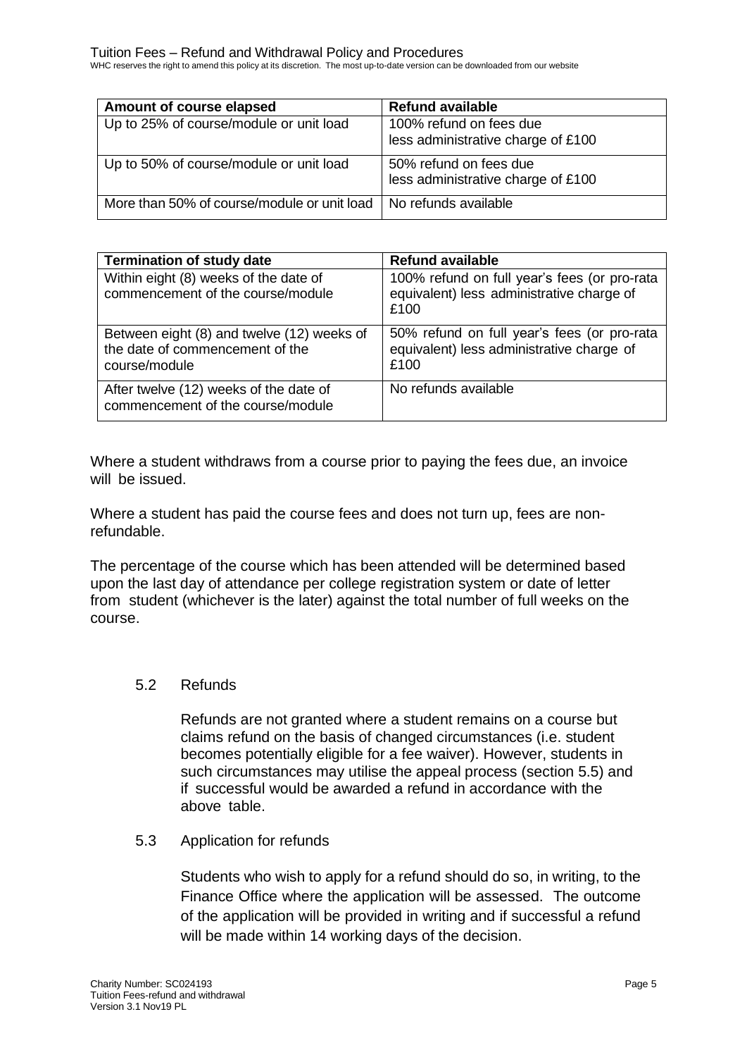| Amount of course elapsed | Refund available |
| --- | --- |
| Up to 25% of course/module or unit load | 100% refund on fees due less administrative charge of £100 |
| Up to 50% of course/module or unit load | 50% refund on fees due less administrative charge of £100 |
| More than 50% of course/module or unit load | No refunds available |

| Termination of study date | Refund available |
| --- | --- |
| Within eight (8) weeks of the date of commencement of the course/module | 100% refund on full year's fees (or pro-rata equivalent) less administrative charge of £100 |
| Between eight (8) and twelve (12) weeks of the date of commencement of the course/module | 50% refund on full year's fees (or pro-rata equivalent) less administrative charge of £100 |
| After twelve (12) weeks of the date of commencement of the course/module | No refunds available |

Where a student withdraws from a course prior to paying the fees due, an invoice will be issued.

Where a student has paid the course fees and does not turn up, fees are non-refundable.

The percentage of the course which has been attended will be determined based upon the last day of attendance per college registration system or date of letter from student (whichever is the later) against the total number of full weeks on the course.

## 5.2 Refunds

Refunds are not granted where a student remains on a course but claims refund on the basis of changed circumstances (i.e. student becomes potentially eligible for a fee waiver). However, students in such circumstances may utilise the appeal process (section 5.5) and if successful would be awarded a refund in accordance with the above table.

## 5.3 Application for refunds

Students who wish to apply for a refund should do so, in writing, to the Finance Office where the application will be assessed. The outcome of the application will be provided in writing and if successful a refund will be made within 14 working days of the decision.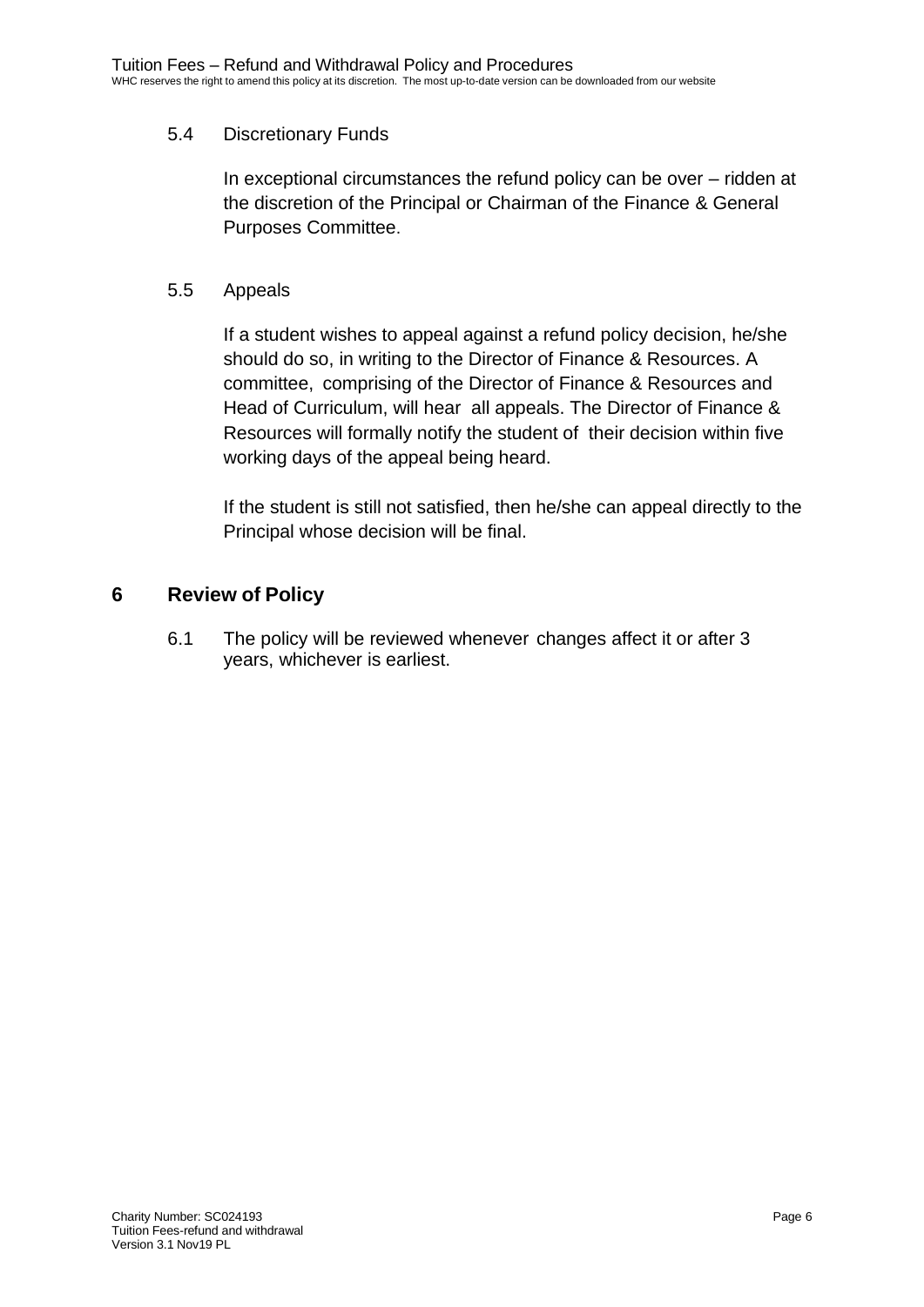### 5.4 Discretionary Funds

In exceptional circumstances the refund policy can be over – ridden at the discretion of the Principal or Chairman of the Finance & General Purposes Committee.

### 5.5 Appeals

If a student wishes to appeal against a refund policy decision, he/she should do so, in writing to the Director of Finance & Resources. A committee, comprising of the Director of Finance & Resources and Head of Curriculum, will hear all appeals. The Director of Finance & Resources will formally notify the student of their decision within five working days of the appeal being heard.

If the student is still not satisfied, then he/she can appeal directly to the Principal whose decision will be final.

## 6 Review of Policy

6.1 The policy will be reviewed whenever changes affect it or after 3 years, whichever is earliest.